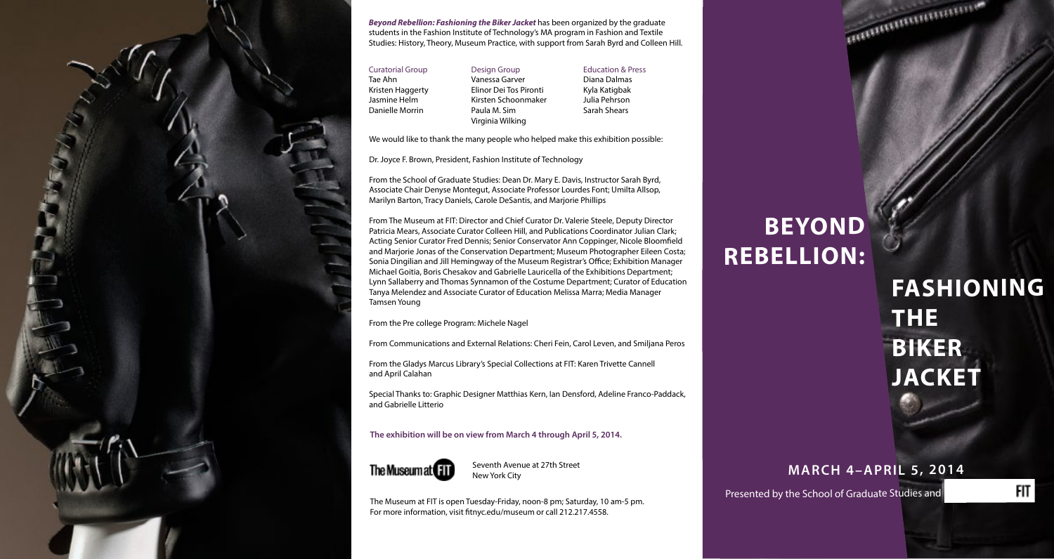***Beyond Rebellion: Fashioning the Biker Jacket*** has been organized by the graduate students in the Fashion Institute of Technology's MA program in Fashion and Textile Studies: History, Theory, Museum Practice, with support from Sarah Byrd and Colleen Hill.

| Curatorial Group | Design Group | Education & Press |
|---|---|---|
| Tae Ahn | Vanessa Garver | Diana Dalmas |
| Kristen Haggerty | Elinor Dei Tos Pironti | Kyla Katigbak |
| Jasmine Helm | Kirsten Schoonmaker | Julia Pehrson |
| Danielle Morrin | Paula M. Sim | Sarah Shears |
| | Virginia Wilking | |

We would like to thank the many people who helped make this exhibition possible:

Dr. Joyce F. Brown, President, Fashion Institute of Technology

From the School of Graduate Studies: Dean Dr. Mary E. Davis, Instructor Sarah Byrd, Associate Chair Denyse Montegut, Associate Professor Lourdes Font; Umilta Allsop, Marilyn Barton, Tracy Daniels, Carole DeSantis, and Marjorie Phillips

From The Museum at FIT: Director and Chief Curator Dr. Valerie Steele, Deputy Director Patricia Mears, Associate Curator Colleen Hill, and Publications Coordinator Julian Clark; Acting Senior Curator Fred Dennis; Senior Conservator Ann Coppinger, Nicole Bloomfield and Marjorie Jonas of the Conservation Department; Museum Photographer Eileen Costa; Sonia Dingilian and Jill Hemingway of the Museum Registrar's Office; Exhibition Manager Michael Goitia, Boris Chesakov and Gabrielle Lauricella of the Exhibitions Department; Lynn Sallaberry and Thomas Synnamon of the Costume Department; Curator of Education Tanya Melendez and Associate Curator of Education Melissa Marra; Media Manager Tamsen Young

From the Pre college Program: Michele Nagel

From Communications and External Relations: Cheri Fein, Carol Leven, and Smiljana Peros

From the Gladys Marcus Library's Special Collections at FIT: Karen Trivette Cannell and April Calahan

Special Thanks to: Graphic Designer Matthias Kern, Ian Densford, Adeline Franco-Paddack, and Gabrielle Litterio

**The exhibition will be on view from March 4 through April 5, 2014.**

The Museum at FIT

Seventh Avenue at 27th Street
New York City

The Museum at FIT is open Tuesday-Friday, noon-8 pm; Saturday, 10 am-5 pm.
For more information, visit fitnyc.edu/museum or call 212.217.4558.

# BEYOND REBELLION:

# FASHIONING THE BIKER JACKET

## MARCH 4–APRIL 5, 2014

Presented by the School of Graduate Studies and FIT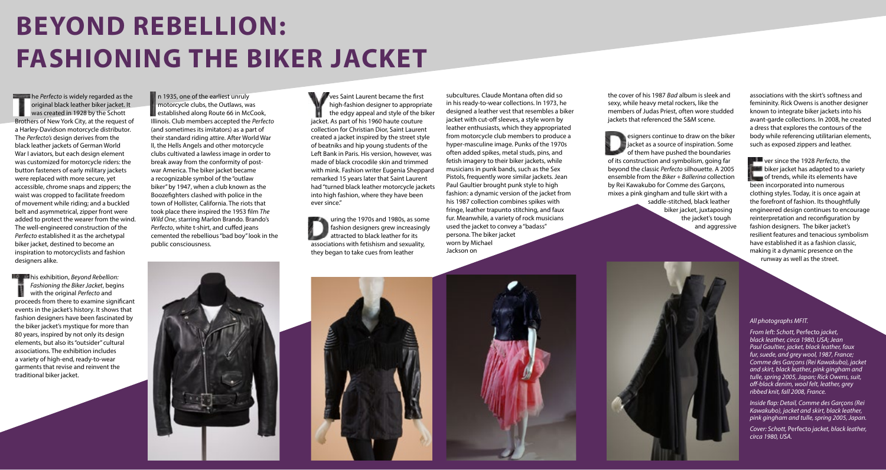# BEYOND REBELLION: FASHIONING THE BIKER JACKET

The *Perfecto* is widely regarded as the original black leather biker jacket. It was created in 1928 by the Schott Brothers of New York City, at the request of a Harley-Davidson motorcycle distributor. The *Perfecto's* design derives from the black leather jackets of German World War I aviators, but each design element was customized for motorcycle riders: the button fasteners of early military jackets were replaced with more secure, yet accessible, chrome snaps and zippers; the waist was cropped to facilitate freedom of movement while riding; and a buckled belt and asymmetrical, zipper front were added to protect the wearer from the wind. The well-engineered construction of the *Perfecto* established it as the archetypal biker jacket, destined to become an inspiration to motorcyclists and fashion designers alike.

This exhibition, *Beyond Rebellion: Fashioning the Biker Jacket*, begins with the original *Perfecto* and proceeds from there to examine significant events in the jacket's history. It shows that fashion designers have been fascinated by the biker jacket's mystique for more than 80 years, inspired by not only its design elements, but also its "outsider" cultural associations. The exhibition includes a variety of high-end, ready-to-wear garments that revise and reinvent the traditional biker jacket.

In 1935, one of the earliest unruly motorcycle clubs, the Outlaws, was established along Route 66 in McCook, Illinois. Club members accepted the *Perfecto* (and sometimes its imitators) as a part of their standard riding attire. After World War II, the Hells Angels and other motorcycle clubs cultivated a lawless image in order to break away from the conformity of post-war America. The biker jacket became a recognizable symbol of the "outlaw biker" by 1947, when a club known as the Boozefighters clashed with police in the town of Hollister, California. The riots that took place there inspired the 1953 film *The Wild One*, starring Marlon Brando. Brando's *Perfecto*, white t-shirt, and cuffed jeans cemented the rebellious "bad boy" look in the public consciousness.

Yves Saint Laurent became the first high-fashion designer to appropriate the edgy appeal and style of the biker jacket. As part of his 1960 haute couture collection for Christian Dior, Saint Laurent created a jacket inspired by the street style of beatniks and hip young students of the Left Bank in Paris. His version, however, was made of black crocodile skin and trimmed with mink. Fashion writer Eugenia Sheppard remarked 15 years later that Saint Laurent had "turned black leather motorcycle jackets into high fashion, where they have been ever since."

During the 1970s and 1980s, as some fashion designers grew increasingly attracted to black leather for its associations with fetishism and sexuality, they began to take cues from leather subcultures. Claude Montana often did so in his ready-to-wear collections. In 1973, he designed a leather vest that resembles a biker jacket with cut-off sleeves, a style worn by leather enthusiasts, which they appropriated from motorcycle club members to produce a hyper-masculine image. Punks of the 1970s often added spikes, metal studs, pins, and fetish imagery to their biker jackets, while musicians in punk bands, such as the Sex Pistols, frequently wore similar jackets. Jean Paul Gaultier brought punk style to high fashion: a dynamic version of the jacket from his 1987 collection combines spikes with fringe, leather trapunto stitching, and faux fur. Meanwhile, a variety of rock musicians used the jacket to convey a "badass" persona. The biker jacket worn by Michael Jackson on the cover of his 1987 *Bad* album is sleek and sexy, while heavy metal rockers, like the members of Judas Priest, often wore studded jackets that referenced the S&M scene.

Designers continue to draw on the biker jacket as a source of inspiration. Some of them have pushed the boundaries of its construction and symbolism, going far beyond the classic *Perfecto* silhouette. A 2005 ensemble from the *Biker + Ballerina* collection by Rei Kawakubo for Comme des Garçons, mixes a pink gingham and tulle skirt with a saddle-stitched, black leather biker jacket, juxtaposing the jacket's tough and aggressive associations with the skirt's softness and femininity. Rick Owens is another designer known to integrate biker jackets into his avant-garde collections. In 2008, he created a dress that explores the contours of the body while referencing utilitarian elements, such as exposed zippers and leather.

Ever since the 1928 *Perfecto*, the biker jacket has adapted to a variety of trends, while its elements have been incorporated into numerous clothing styles. Today, it is once again at the forefront of fashion. Its thoughtfully engineered design continues to encourage reinterpretation and reconfiguration by fashion designers. The biker jacket's resilient features and tenacious symbolism have established it as a fashion classic, making it a dynamic presence on the runway as well as the street.

*All photographs MFIT.*

*From left: Schott,* Perfecto *jacket, black leather, circa 1980, USA; Jean Paul Gaultier, jacket, black leather, faux fur, suede, and grey wool, 1987, France; Comme des Garçons (Rei Kawakubo), jacket and skirt, black leather, pink gingham and tulle, spring 2005, Japan; Rick Owens, suit, off-black denim, wool felt, leather, grey ribbed knit, fall 2008, France.*

*Inside flap: Detail, Comme des Garçons (Rei Kawakubo), jacket and skirt, black leather, pink gingham and tulle, spring 2005, Japan.*

*Cover: Schott,* Perfecto *jacket, black leather, circa 1980, USA.*